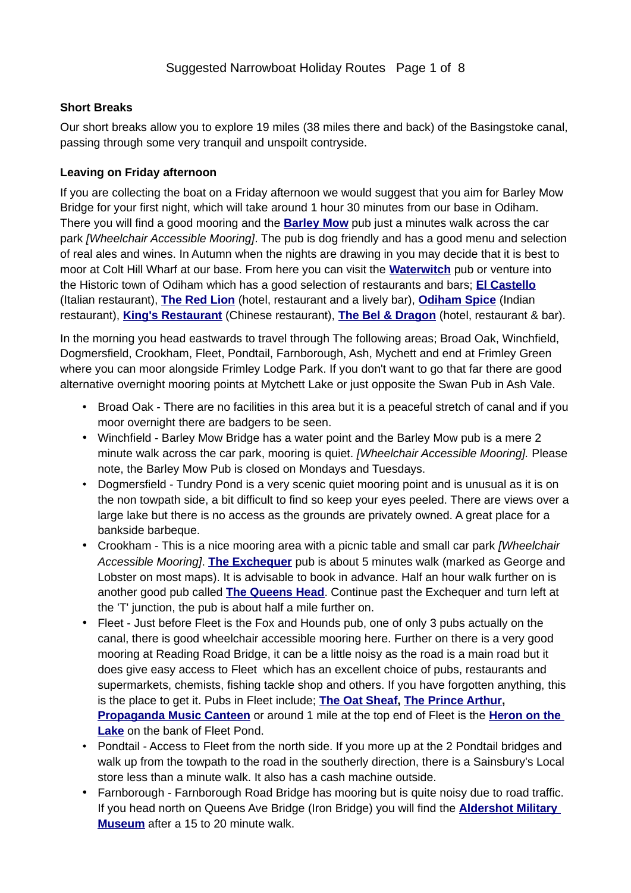**Short Breaks**

Our short breaks allow you to explore 19 miles (38 miles there and back) of the Basingstoke canal, passing through some very tranquil and unspoilt contryside.

**Leaving on Friday afternoon**

If you are collecting the boat on a Friday afternoon we would suggest that you aim for Barley Mow Bridge for your first night, which will take around 1 hour 30 minutes from our base in Odiham. There you will find a good mooring and the **Barley Mow** pub just a minutes walk across the car park *[Wheelchair Accessible Mooring]*. The pub is dog friendly and has a good menu and selection of real ales and wines. In Autumn when the nights are drawing in you may decide that it is best to moor at Colt Hill Wharf at our base. From here you can visit the **Waterwitch** pub or venture into the Historic town of Odiham which has a good selection of restaurants and bars; **El Castello** (Italian restaurant), **The Red Lion** (hotel, restaurant and a lively bar), **Odiham Spice** (Indian restaurant), **King's Restaurant** (Chinese restaurant), **The Bel & Dragon** (hotel, restaurant & bar).

In the morning you head eastwards to travel through The following areas; Broad Oak, Winchfield, Dogmersfield, Crookham, Fleet, Pondtail, Farnborough, Ash, Mychett and end at Frimley Green where you can moor alongside Frimley Lodge Park. If you don't want to go that far there are good alternative overnight mooring points at Mytchett Lake or just opposite the Swan Pub in Ash Vale.

- Broad Oak - There are no facilities in this area but it is a peaceful stretch of canal and if you moor overnight there are badgers to be seen.
- Winchfield - Barley Mow Bridge has a water point and the Barley Mow pub is a mere 2 minute walk across the car park, mooring is quiet. *[Wheelchair Accessible Mooring].* Please note, the Barley Mow Pub is closed on Mondays and Tuesdays.
- Dogmersfield - Tundry Pond is a very scenic quiet mooring point and is unusual as it is on the non towpath side, a bit difficult to find so keep your eyes peeled. There are views over a large lake but there is no access as the grounds are privately owned. A great place for a bankside barbeque.
- Crookham - This is a nice mooring area with a picnic table and small car park *[Wheelchair Accessible Mooring]*. **The Exchequer** pub is about 5 minutes walk (marked as George and Lobster on most maps). It is advisable to book in advance. Half an hour walk further on is another good pub called **The Queens Head**. Continue past the Exchequer and turn left at the 'T' junction, the pub is about half a mile further on.
- Fleet - Just before Fleet is the Fox and Hounds pub, one of only 3 pubs actually on the canal, there is good wheelchair accessible mooring here. Further on there is a very good mooring at Reading Road Bridge, it can be a little noisy as the road is a main road but it does give easy access to Fleet which has an excellent choice of pubs, restaurants and supermarkets, chemists, fishing tackle shop and others. If you have forgotten anything, this is the place to get it. Pubs in Fleet include; **The Oat Sheaf, The Prince Arthur, Propaganda Music Canteen** or around 1 mile at the top end of Fleet is the **Heron on the Lake** on the bank of Fleet Pond.
- Pondtail - Access to Fleet from the north side. If you more up at the 2 Pondtail bridges and walk up from the towpath to the road in the southerly direction, there is a Sainsbury's Local store less than a minute walk. It also has a cash machine outside.
- Farnborough - Farnborough Road Bridge has mooring but is quite noisy due to road traffic. If you head north on Queens Ave Bridge (Iron Bridge) you will find the **Aldershot Military Museum** after a 15 to 20 minute walk.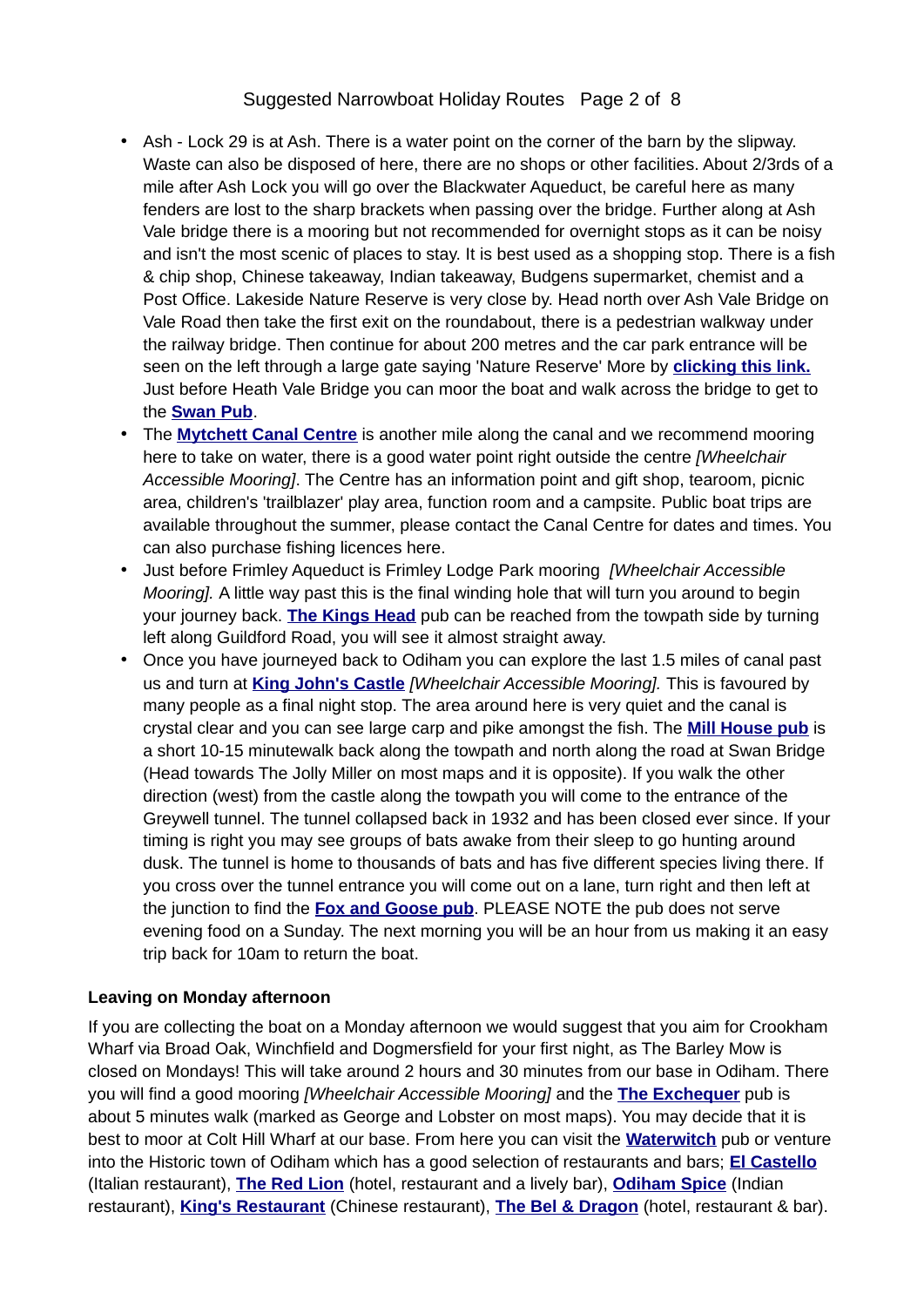- Ash - Lock 29 is at Ash. There is a water point on the corner of the barn by the slipway. Waste can also be disposed of here, there are no shops or other facilities. About 2/3rds of a mile after Ash Lock you will go over the Blackwater Aqueduct, be careful here as many fenders are lost to the sharp brackets when passing over the bridge. Further along at Ash Vale bridge there is a mooring but not recommended for overnight stops as it can be noisy and isn't the most scenic of places to stay. It is best used as a shopping stop. There is a fish & chip shop, Chinese takeaway, Indian takeaway, Budgens supermarket, chemist and a Post Office. Lakeside Nature Reserve is very close by. Head north over Ash Vale Bridge on Vale Road then take the first exit on the roundabout, there is a pedestrian walkway under the railway bridge. Then continue for about 200 metres and the car park entrance will be seen on the left through a large gate saying 'Nature Reserve' More by **clicking this link.** Just before Heath Vale Bridge you can moor the boat and walk across the bridge to get to the **Swan Pub**.
- The **Mytchett Canal Centre** is another mile along the canal and we recommend mooring here to take on water, there is a good water point right outside the centre *[Wheelchair Accessible Mooring]*. The Centre has an information point and gift shop, tearoom, picnic area, children's 'trailblazer' play area, function room and a campsite. Public boat trips are available throughout the summer, please contact the Canal Centre for dates and times. You can also purchase fishing licences here.
- Just before Frimley Aqueduct is Frimley Lodge Park mooring *[Wheelchair Accessible Mooring].* A little way past this is the final winding hole that will turn you around to begin your journey back. **The Kings Head** pub can be reached from the towpath side by turning left along Guildford Road, you will see it almost straight away.
- Once you have journeyed back to Odiham you can explore the last 1.5 miles of canal past us and turn at **King John's Castle** *[Wheelchair Accessible Mooring].* This is favoured by many people as a final night stop. The area around here is very quiet and the canal is crystal clear and you can see large carp and pike amongst the fish. The **Mill House pub** is a short 10-15 minutewalk back along the towpath and north along the road at Swan Bridge (Head towards The Jolly Miller on most maps and it is opposite). If you walk the other direction (west) from the castle along the towpath you will come to the entrance of the Greywell tunnel. The tunnel collapsed back in 1932 and has been closed ever since. If your timing is right you may see groups of bats awake from their sleep to go hunting around dusk. The tunnel is home to thousands of bats and has five different species living there. If you cross over the tunnel entrance you will come out on a lane, turn right and then left at the junction to find the **Fox and Goose pub**. PLEASE NOTE the pub does not serve evening food on a Sunday. The next morning you will be an hour from us making it an easy trip back for 10am to return the boat.

**Leaving on Monday afternoon**

If you are collecting the boat on a Monday afternoon we would suggest that you aim for Crookham Wharf via Broad Oak, Winchfield and Dogmersfield for your first night, as The Barley Mow is closed on Mondays! This will take around 2 hours and 30 minutes from our base in Odiham. There you will find a good mooring *[Wheelchair Accessible Mooring]* and the **The Exchequer** pub is about 5 minutes walk (marked as George and Lobster on most maps). You may decide that it is best to moor at Colt Hill Wharf at our base. From here you can visit the **Waterwitch** pub or venture into the Historic town of Odiham which has a good selection of restaurants and bars; **El Castello** (Italian restaurant), **The Red Lion** (hotel, restaurant and a lively bar), **Odiham Spice** (Indian restaurant), **King's Restaurant** (Chinese restaurant), **The Bel & Dragon** (hotel, restaurant & bar).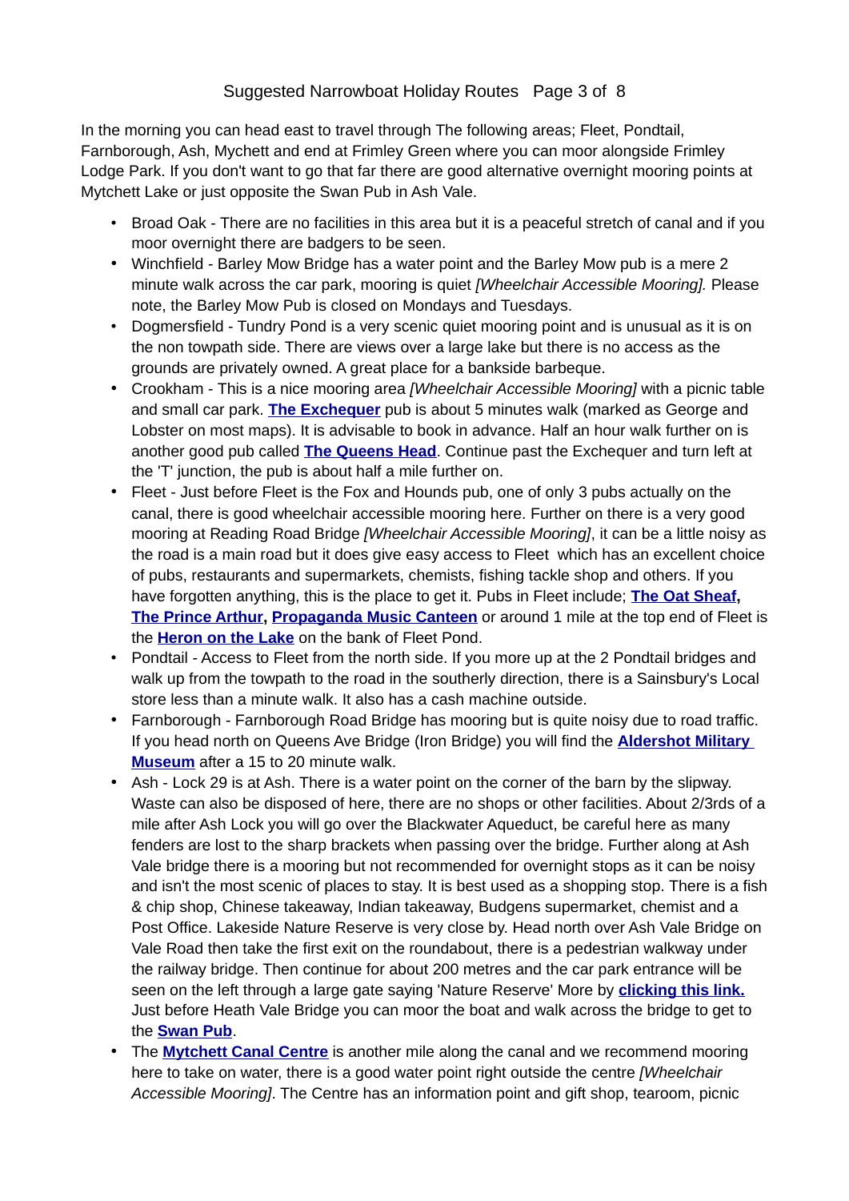In the morning you can head east to travel through The following areas; Fleet, Pondtail, Farnborough, Ash, Mychett and end at Frimley Green where you can moor alongside Frimley Lodge Park. If you don't want to go that far there are good alternative overnight mooring points at Mytchett Lake or just opposite the Swan Pub in Ash Vale.

- Broad Oak - There are no facilities in this area but it is a peaceful stretch of canal and if you moor overnight there are badgers to be seen.
- Winchfield - Barley Mow Bridge has a water point and the Barley Mow pub is a mere 2 minute walk across the car park, mooring is quiet *[Wheelchair Accessible Mooring].* Please note, the Barley Mow Pub is closed on Mondays and Tuesdays.
- Dogmersfield - Tundry Pond is a very scenic quiet mooring point and is unusual as it is on the non towpath side. There are views over a large lake but there is no access as the grounds are privately owned. A great place for a bankside barbeque.
- Crookham - This is a nice mooring area *[Wheelchair Accessible Mooring]* with a picnic table and small car park. **The Exchequer** pub is about 5 minutes walk (marked as George and Lobster on most maps). It is advisable to book in advance. Half an hour walk further on is another good pub called **The Queens Head**. Continue past the Exchequer and turn left at the 'T' junction, the pub is about half a mile further on.
- Fleet - Just before Fleet is the Fox and Hounds pub, one of only 3 pubs actually on the canal, there is good wheelchair accessible mooring here. Further on there is a very good mooring at Reading Road Bridge *[Wheelchair Accessible Mooring]*, it can be a little noisy as the road is a main road but it does give easy access to Fleet which has an excellent choice of pubs, restaurants and supermarkets, chemists, fishing tackle shop and others. If you have forgotten anything, this is the place to get it. Pubs in Fleet include; **The Oat Sheaf, The Prince Arthur, Propaganda Music Canteen** or around 1 mile at the top end of Fleet is the **Heron on the Lake** on the bank of Fleet Pond.
- Pondtail - Access to Fleet from the north side. If you more up at the 2 Pondtail bridges and walk up from the towpath to the road in the southerly direction, there is a Sainsbury's Local store less than a minute walk. It also has a cash machine outside.
- Farnborough - Farnborough Road Bridge has mooring but is quite noisy due to road traffic. If you head north on Queens Ave Bridge (Iron Bridge) you will find the **Aldershot Military Museum** after a 15 to 20 minute walk.
- Ash - Lock 29 is at Ash. There is a water point on the corner of the barn by the slipway. Waste can also be disposed of here, there are no shops or other facilities. About 2/3rds of a mile after Ash Lock you will go over the Blackwater Aqueduct, be careful here as many fenders are lost to the sharp brackets when passing over the bridge. Further along at Ash Vale bridge there is a mooring but not recommended for overnight stops as it can be noisy and isn't the most scenic of places to stay. It is best used as a shopping stop. There is a fish & chip shop, Chinese takeaway, Indian takeaway, Budgens supermarket, chemist and a Post Office. Lakeside Nature Reserve is very close by. Head north over Ash Vale Bridge on Vale Road then take the first exit on the roundabout, there is a pedestrian walkway under the railway bridge. Then continue for about 200 metres and the car park entrance will be seen on the left through a large gate saying 'Nature Reserve' More by **clicking this link.** Just before Heath Vale Bridge you can moor the boat and walk across the bridge to get to the **Swan Pub**.
- The **Mytchett Canal Centre** is another mile along the canal and we recommend mooring here to take on water, there is a good water point right outside the centre *[Wheelchair Accessible Mooring]*. The Centre has an information point and gift shop, tearoom, picnic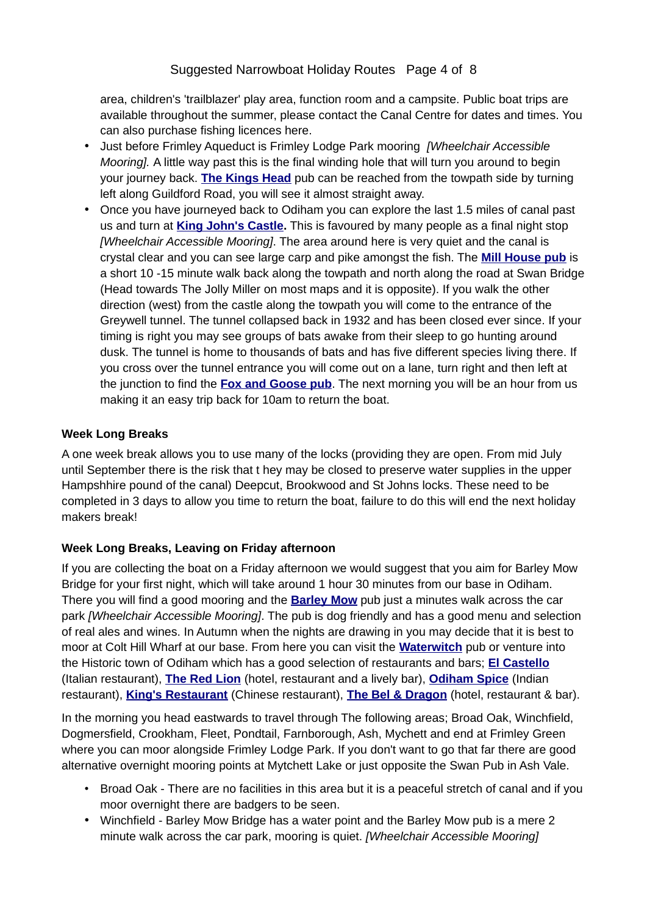area, children's 'trailblazer' play area, function room and a campsite. Public boat trips are available throughout the summer, please contact the Canal Centre for dates and times. You can also purchase fishing licences here.

- Just before Frimley Aqueduct is Frimley Lodge Park mooring *[Wheelchair Accessible Mooring].* A little way past this is the final winding hole that will turn you around to begin your journey back. **The Kings Head** pub can be reached from the towpath side by turning left along Guildford Road, you will see it almost straight away.
- Once you have journeyed back to Odiham you can explore the last 1.5 miles of canal past us and turn at **King John's Castle.** This is favoured by many people as a final night stop *[Wheelchair Accessible Mooring]*. The area around here is very quiet and the canal is crystal clear and you can see large carp and pike amongst the fish. The **Mill House pub** is a short 10 -15 minute walk back along the towpath and north along the road at Swan Bridge (Head towards The Jolly Miller on most maps and it is opposite). If you walk the other direction (west) from the castle along the towpath you will come to the entrance of the Greywell tunnel. The tunnel collapsed back in 1932 and has been closed ever since. If your timing is right you may see groups of bats awake from their sleep to go hunting around dusk. The tunnel is home to thousands of bats and has five different species living there. If you cross over the tunnel entrance you will come out on a lane, turn right and then left at the junction to find the **Fox and Goose pub**. The next morning you will be an hour from us making it an easy trip back for 10am to return the boat.

**Week Long Breaks**

A one week break allows you to use many of the locks (providing they are open. From mid July until September there is the risk that t hey may be closed to preserve water supplies in the upper Hampshhire pound of the canal) Deepcut, Brookwood and St Johns locks. These need to be completed in 3 days to allow you time to return the boat, failure to do this will end the next holiday makers break!

**Week Long Breaks, Leaving on Friday afternoon**

If you are collecting the boat on a Friday afternoon we would suggest that you aim for Barley Mow Bridge for your first night, which will take around 1 hour 30 minutes from our base in Odiham. There you will find a good mooring and the **Barley Mow** pub just a minutes walk across the car park *[Wheelchair Accessible Mooring]*. The pub is dog friendly and has a good menu and selection of real ales and wines. In Autumn when the nights are drawing in you may decide that it is best to moor at Colt Hill Wharf at our base. From here you can visit the **Waterwitch** pub or venture into the Historic town of Odiham which has a good selection of restaurants and bars; **El Castello** (Italian restaurant), **The Red Lion** (hotel, restaurant and a lively bar), **Odiham Spice** (Indian restaurant), **King's Restaurant** (Chinese restaurant), **The Bel & Dragon** (hotel, restaurant & bar).

In the morning you head eastwards to travel through The following areas; Broad Oak, Winchfield, Dogmersfield, Crookham, Fleet, Pondtail, Farnborough, Ash, Mychett and end at Frimley Green where you can moor alongside Frimley Lodge Park. If you don't want to go that far there are good alternative overnight mooring points at Mytchett Lake or just opposite the Swan Pub in Ash Vale.

- Broad Oak - There are no facilities in this area but it is a peaceful stretch of canal and if you moor overnight there are badgers to be seen.
- Winchfield - Barley Mow Bridge has a water point and the Barley Mow pub is a mere 2 minute walk across the car park, mooring is quiet. *[Wheelchair Accessible Mooring]*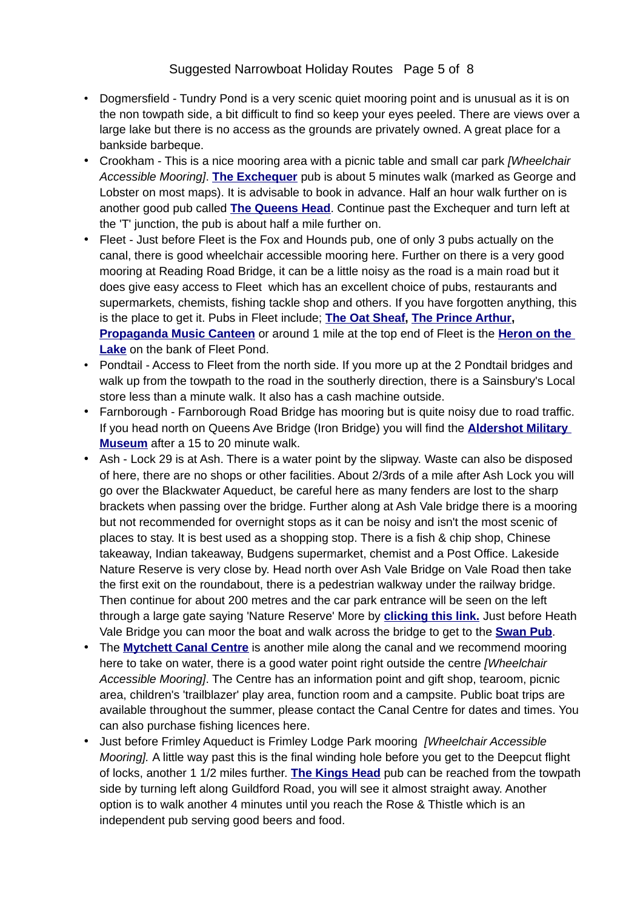- Dogmersfield - Tundry Pond is a very scenic quiet mooring point and is unusual as it is on the non towpath side, a bit difficult to find so keep your eyes peeled. There are views over a large lake but there is no access as the grounds are privately owned. A great place for a bankside barbeque.
- Crookham - This is a nice mooring area with a picnic table and small car park *[Wheelchair Accessible Mooring]*. **The Exchequer** pub is about 5 minutes walk (marked as George and Lobster on most maps). It is advisable to book in advance. Half an hour walk further on is another good pub called **The Queens Head**. Continue past the Exchequer and turn left at the 'T' junction, the pub is about half a mile further on.
- Fleet - Just before Fleet is the Fox and Hounds pub, one of only 3 pubs actually on the canal, there is good wheelchair accessible mooring here. Further on there is a very good mooring at Reading Road Bridge, it can be a little noisy as the road is a main road but it does give easy access to Fleet which has an excellent choice of pubs, restaurants and supermarkets, chemists, fishing tackle shop and others. If you have forgotten anything, this is the place to get it. Pubs in Fleet include; **The Oat Sheaf, The Prince Arthur, Propaganda Music Canteen** or around 1 mile at the top end of Fleet is the **Heron on the Lake** on the bank of Fleet Pond.
- Pondtail - Access to Fleet from the north side. If you more up at the 2 Pondtail bridges and walk up from the towpath to the road in the southerly direction, there is a Sainsbury's Local store less than a minute walk. It also has a cash machine outside.
- Farnborough - Farnborough Road Bridge has mooring but is quite noisy due to road traffic. If you head north on Queens Ave Bridge (Iron Bridge) you will find the **Aldershot Military Museum** after a 15 to 20 minute walk.
- Ash - Lock 29 is at Ash. There is a water point by the slipway. Waste can also be disposed of here, there are no shops or other facilities. About 2/3rds of a mile after Ash Lock you will go over the Blackwater Aqueduct, be careful here as many fenders are lost to the sharp brackets when passing over the bridge. Further along at Ash Vale bridge there is a mooring but not recommended for overnight stops as it can be noisy and isn't the most scenic of places to stay. It is best used as a shopping stop. There is a fish & chip shop, Chinese takeaway, Indian takeaway, Budgens supermarket, chemist and a Post Office. Lakeside Nature Reserve is very close by. Head north over Ash Vale Bridge on Vale Road then take the first exit on the roundabout, there is a pedestrian walkway under the railway bridge. Then continue for about 200 metres and the car park entrance will be seen on the left through a large gate saying 'Nature Reserve' More by **clicking this link.** Just before Heath Vale Bridge you can moor the boat and walk across the bridge to get to the **Swan Pub**.
- The **Mytchett Canal Centre** is another mile along the canal and we recommend mooring here to take on water, there is a good water point right outside the centre *[Wheelchair Accessible Mooring]*. The Centre has an information point and gift shop, tearoom, picnic area, children's 'trailblazer' play area, function room and a campsite. Public boat trips are available throughout the summer, please contact the Canal Centre for dates and times. You can also purchase fishing licences here.
- Just before Frimley Aqueduct is Frimley Lodge Park mooring *[Wheelchair Accessible Mooring].* A little way past this is the final winding hole before you get to the Deepcut flight of locks, another 1 1/2 miles further. **The Kings Head** pub can be reached from the towpath side by turning left along Guildford Road, you will see it almost straight away. Another option is to walk another 4 minutes until you reach the Rose & Thistle which is an independent pub serving good beers and food.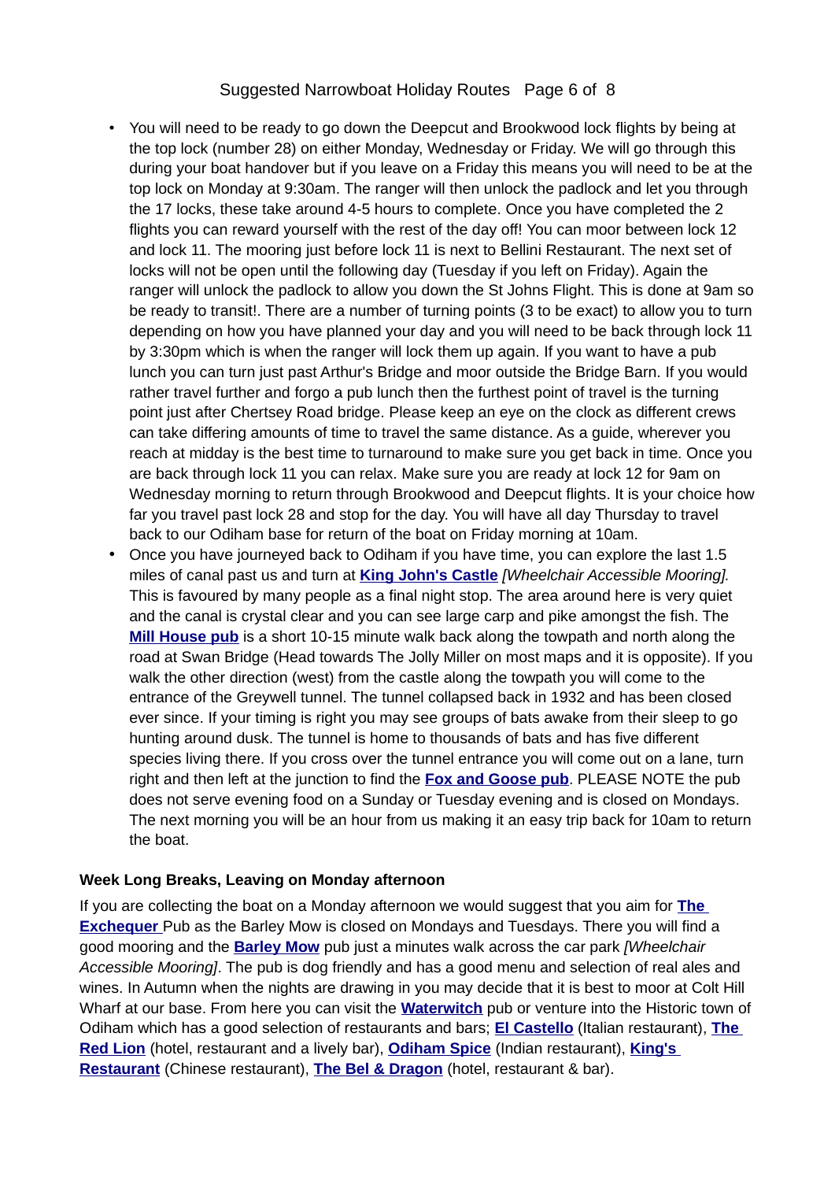- You will need to be ready to go down the Deepcut and Brookwood lock flights by being at the top lock (number 28) on either Monday, Wednesday or Friday. We will go through this during your boat handover but if you leave on a Friday this means you will need to be at the top lock on Monday at 9:30am. The ranger will then unlock the padlock and let you through the 17 locks, these take around 4-5 hours to complete. Once you have completed the 2 flights you can reward yourself with the rest of the day off! You can moor between lock 12 and lock 11. The mooring just before lock 11 is next to Bellini Restaurant. The next set of locks will not be open until the following day (Tuesday if you left on Friday). Again the ranger will unlock the padlock to allow you down the St Johns Flight. This is done at 9am so be ready to transit!. There are a number of turning points (3 to be exact) to allow you to turn depending on how you have planned your day and you will need to be back through lock 11 by 3:30pm which is when the ranger will lock them up again. If you want to have a pub lunch you can turn just past Arthur's Bridge and moor outside the Bridge Barn. If you would rather travel further and forgo a pub lunch then the furthest point of travel is the turning point just after Chertsey Road bridge. Please keep an eye on the clock as different crews can take differing amounts of time to travel the same distance. As a guide, wherever you reach at midday is the best time to turnaround to make sure you get back in time. Once you are back through lock 11 you can relax. Make sure you are ready at lock 12 for 9am on Wednesday morning to return through Brookwood and Deepcut flights. It is your choice how far you travel past lock 28 and stop for the day. You will have all day Thursday to travel back to our Odiham base for return of the boat on Friday morning at 10am.
- Once you have journeyed back to Odiham if you have time, you can explore the last 1.5 miles of canal past us and turn at **King John's Castle** *[Wheelchair Accessible Mooring].* This is favoured by many people as a final night stop. The area around here is very quiet and the canal is crystal clear and you can see large carp and pike amongst the fish. The **Mill House pub** is a short 10-15 minute walk back along the towpath and north along the road at Swan Bridge (Head towards The Jolly Miller on most maps and it is opposite). If you walk the other direction (west) from the castle along the towpath you will come to the entrance of the Greywell tunnel. The tunnel collapsed back in 1932 and has been closed ever since. If your timing is right you may see groups of bats awake from their sleep to go hunting around dusk. The tunnel is home to thousands of bats and has five different species living there. If you cross over the tunnel entrance you will come out on a lane, turn right and then left at the junction to find the **Fox and Goose pub**. PLEASE NOTE the pub does not serve evening food on a Sunday or Tuesday evening and is closed on Mondays. The next morning you will be an hour from us making it an easy trip back for 10am to return the boat.

**Week Long Breaks, Leaving on Monday afternoon**

If you are collecting the boat on a Monday afternoon we would suggest that you aim for **The Exchequer** Pub as the Barley Mow is closed on Mondays and Tuesdays. There you will find a good mooring and the **Barley Mow** pub just a minutes walk across the car park *[Wheelchair Accessible Mooring]*. The pub is dog friendly and has a good menu and selection of real ales and wines. In Autumn when the nights are drawing in you may decide that it is best to moor at Colt Hill Wharf at our base. From here you can visit the **Waterwitch** pub or venture into the Historic town of Odiham which has a good selection of restaurants and bars; **El Castello** (Italian restaurant), **The Red Lion** (hotel, restaurant and a lively bar), **Odiham Spice** (Indian restaurant), **King's Restaurant** (Chinese restaurant), **The Bel & Dragon** (hotel, restaurant & bar).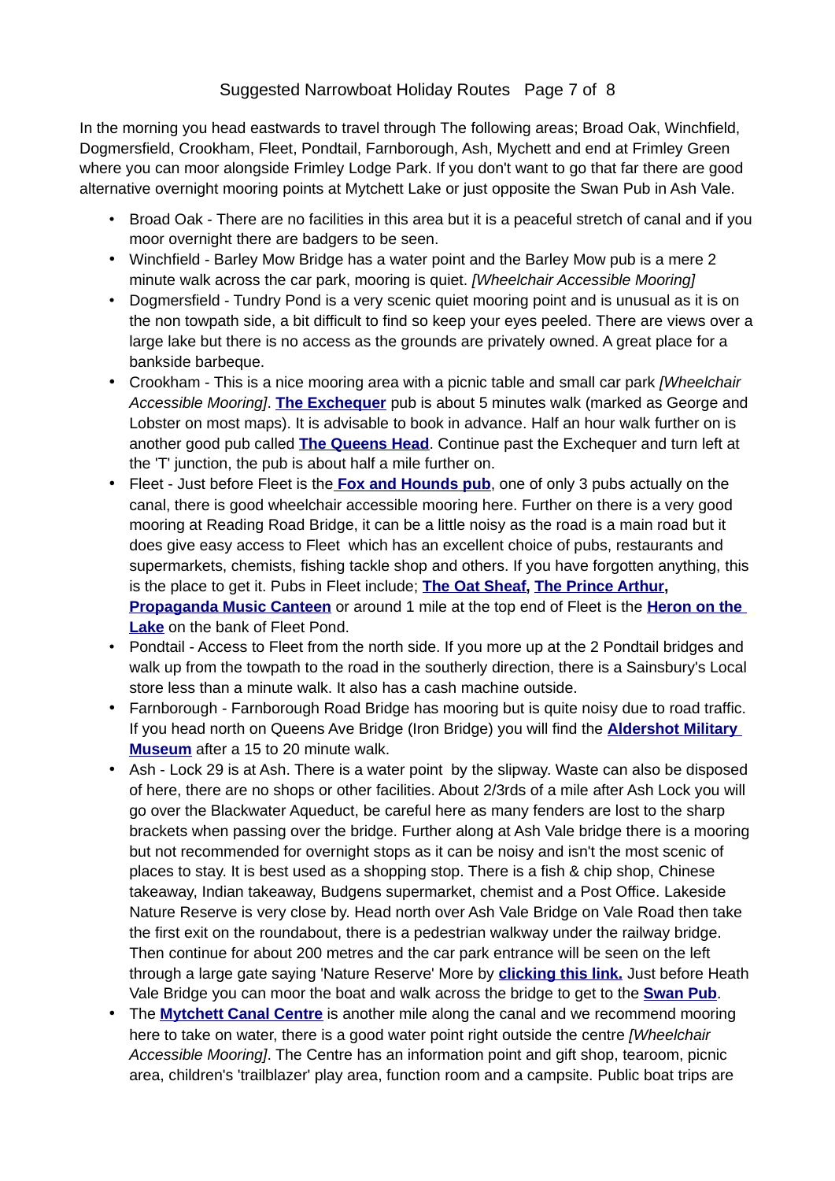In the morning you head eastwards to travel through The following areas; Broad Oak, Winchfield, Dogmersfield, Crookham, Fleet, Pondtail, Farnborough, Ash, Mychett and end at Frimley Green where you can moor alongside Frimley Lodge Park. If you don't want to go that far there are good alternative overnight mooring points at Mytchett Lake or just opposite the Swan Pub in Ash Vale.

- Broad Oak - There are no facilities in this area but it is a peaceful stretch of canal and if you moor overnight there are badgers to be seen.
- Winchfield - Barley Mow Bridge has a water point and the Barley Mow pub is a mere 2 minute walk across the car park, mooring is quiet. *[Wheelchair Accessible Mooring]*
- Dogmersfield - Tundry Pond is a very scenic quiet mooring point and is unusual as it is on the non towpath side, a bit difficult to find so keep your eyes peeled. There are views over a large lake but there is no access as the grounds are privately owned. A great place for a bankside barbeque.
- Crookham - This is a nice mooring area with a picnic table and small car park *[Wheelchair Accessible Mooring]*. **The Exchequer** pub is about 5 minutes walk (marked as George and Lobster on most maps). It is advisable to book in advance. Half an hour walk further on is another good pub called **The Queens Head**. Continue past the Exchequer and turn left at the 'T' junction, the pub is about half a mile further on.
- Fleet - Just before Fleet is the **Fox and Hounds pub**, one of only 3 pubs actually on the canal, there is good wheelchair accessible mooring here. Further on there is a very good mooring at Reading Road Bridge, it can be a little noisy as the road is a main road but it does give easy access to Fleet which has an excellent choice of pubs, restaurants and supermarkets, chemists, fishing tackle shop and others. If you have forgotten anything, this is the place to get it. Pubs in Fleet include; **The Oat Sheaf, The Prince Arthur, Propaganda Music Canteen** or around 1 mile at the top end of Fleet is the **Heron on the Lake** on the bank of Fleet Pond.
- Pondtail - Access to Fleet from the north side. If you more up at the 2 Pondtail bridges and walk up from the towpath to the road in the southerly direction, there is a Sainsbury's Local store less than a minute walk. It also has a cash machine outside.
- Farnborough - Farnborough Road Bridge has mooring but is quite noisy due to road traffic. If you head north on Queens Ave Bridge (Iron Bridge) you will find the **Aldershot Military Museum** after a 15 to 20 minute walk.
- Ash - Lock 29 is at Ash. There is a water point by the slipway. Waste can also be disposed of here, there are no shops or other facilities. About 2/3rds of a mile after Ash Lock you will go over the Blackwater Aqueduct, be careful here as many fenders are lost to the sharp brackets when passing over the bridge. Further along at Ash Vale bridge there is a mooring but not recommended for overnight stops as it can be noisy and isn't the most scenic of places to stay. It is best used as a shopping stop. There is a fish & chip shop, Chinese takeaway, Indian takeaway, Budgens supermarket, chemist and a Post Office. Lakeside Nature Reserve is very close by. Head north over Ash Vale Bridge on Vale Road then take the first exit on the roundabout, there is a pedestrian walkway under the railway bridge. Then continue for about 200 metres and the car park entrance will be seen on the left through a large gate saying 'Nature Reserve' More by **clicking this link.** Just before Heath Vale Bridge you can moor the boat and walk across the bridge to get to the **Swan Pub**.
- The **Mytchett Canal Centre** is another mile along the canal and we recommend mooring here to take on water, there is a good water point right outside the centre *[Wheelchair Accessible Mooring]*. The Centre has an information point and gift shop, tearoom, picnic area, children's 'trailblazer' play area, function room and a campsite. Public boat trips are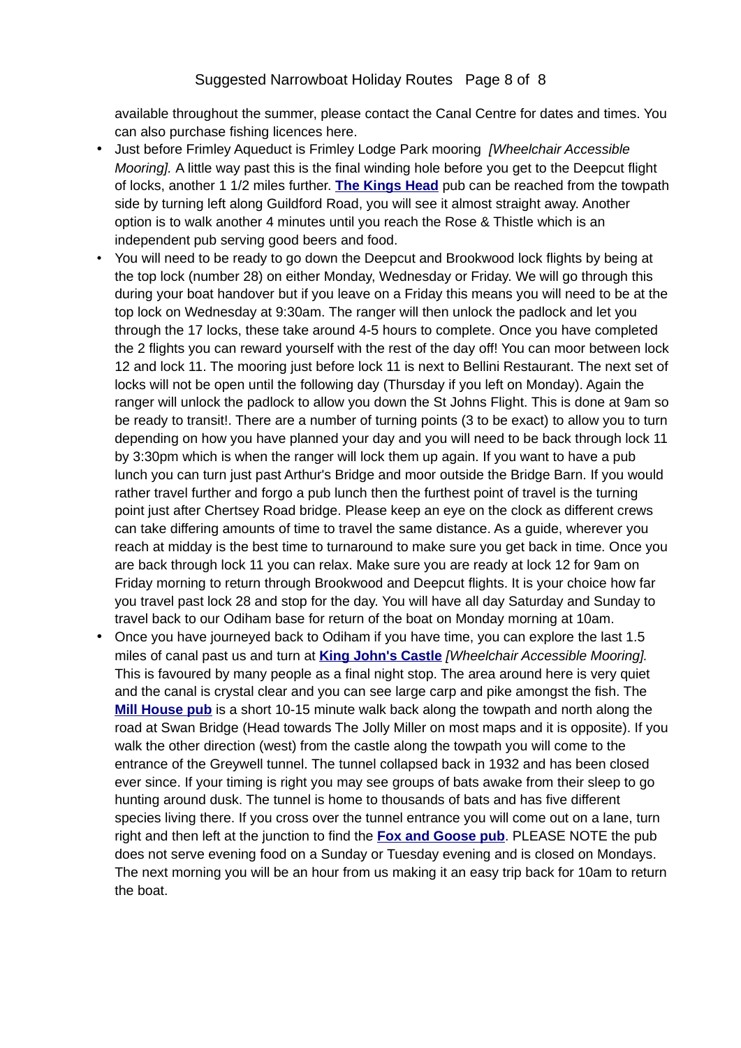available throughout the summer, please contact the Canal Centre for dates and times. You can also purchase fishing licences here.

- Just before Frimley Aqueduct is Frimley Lodge Park mooring *[Wheelchair Accessible Mooring].* A little way past this is the final winding hole before you get to the Deepcut flight of locks, another 1 1/2 miles further. **The Kings Head** pub can be reached from the towpath side by turning left along Guildford Road, you will see it almost straight away. Another option is to walk another 4 minutes until you reach the Rose & Thistle which is an independent pub serving good beers and food.
- You will need to be ready to go down the Deepcut and Brookwood lock flights by being at the top lock (number 28) on either Monday, Wednesday or Friday. We will go through this during your boat handover but if you leave on a Friday this means you will need to be at the top lock on Wednesday at 9:30am. The ranger will then unlock the padlock and let you through the 17 locks, these take around 4-5 hours to complete. Once you have completed the 2 flights you can reward yourself with the rest of the day off! You can moor between lock 12 and lock 11. The mooring just before lock 11 is next to Bellini Restaurant. The next set of locks will not be open until the following day (Thursday if you left on Monday). Again the ranger will unlock the padlock to allow you down the St Johns Flight. This is done at 9am so be ready to transit!. There are a number of turning points (3 to be exact) to allow you to turn depending on how you have planned your day and you will need to be back through lock 11 by 3:30pm which is when the ranger will lock them up again. If you want to have a pub lunch you can turn just past Arthur's Bridge and moor outside the Bridge Barn. If you would rather travel further and forgo a pub lunch then the furthest point of travel is the turning point just after Chertsey Road bridge. Please keep an eye on the clock as different crews can take differing amounts of time to travel the same distance. As a guide, wherever you reach at midday is the best time to turnaround to make sure you get back in time. Once you are back through lock 11 you can relax. Make sure you are ready at lock 12 for 9am on Friday morning to return through Brookwood and Deepcut flights. It is your choice how far you travel past lock 28 and stop for the day. You will have all day Saturday and Sunday to travel back to our Odiham base for return of the boat on Monday morning at 10am.
- Once you have journeyed back to Odiham if you have time, you can explore the last 1.5 miles of canal past us and turn at **King John's Castle** *[Wheelchair Accessible Mooring].* This is favoured by many people as a final night stop. The area around here is very quiet and the canal is crystal clear and you can see large carp and pike amongst the fish. The **Mill House pub** is a short 10-15 minute walk back along the towpath and north along the road at Swan Bridge (Head towards The Jolly Miller on most maps and it is opposite). If you walk the other direction (west) from the castle along the towpath you will come to the entrance of the Greywell tunnel. The tunnel collapsed back in 1932 and has been closed ever since. If your timing is right you may see groups of bats awake from their sleep to go hunting around dusk. The tunnel is home to thousands of bats and has five different species living there. If you cross over the tunnel entrance you will come out on a lane, turn right and then left at the junction to find the **Fox and Goose pub**. PLEASE NOTE the pub does not serve evening food on a Sunday or Tuesday evening and is closed on Mondays. The next morning you will be an hour from us making it an easy trip back for 10am to return the boat.